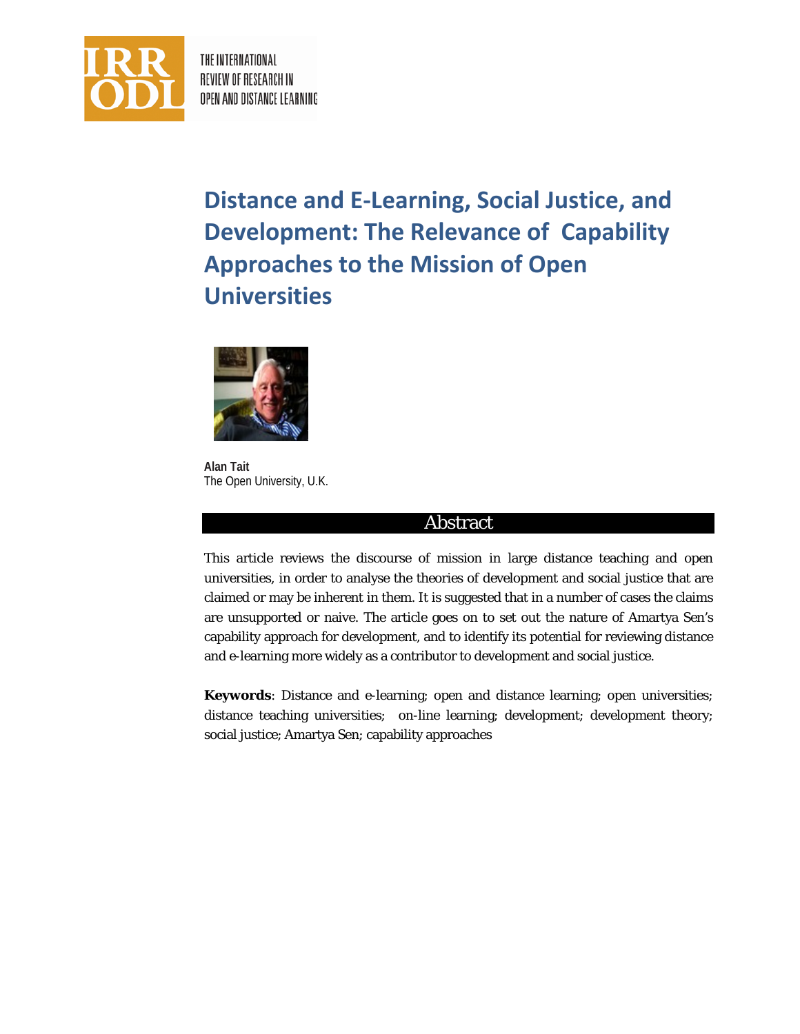# Distance and E-Learning, Social Justice, and Development: The Relevance of Capability Approaches to the Mission of Open Universities

**Alan Tait**
The Open University, U.K.

## Abstract

This article reviews the discourse of mission in large distance teaching and open universities, in order to analyse the theories of development and social justice that are claimed or may be inherent in them. It is suggested that in a number of cases the claims are unsupported or naive. The article goes on to set out the nature of Amartya Sen's capability approach for development, and to identify its potential for reviewing distance and e-learning more widely as a contributor to development and social justice.

**Keywords**: Distance and e-learning; open and distance learning; open universities; distance teaching universities; on-line learning; development; development theory; social justice; Amartya Sen; capability approaches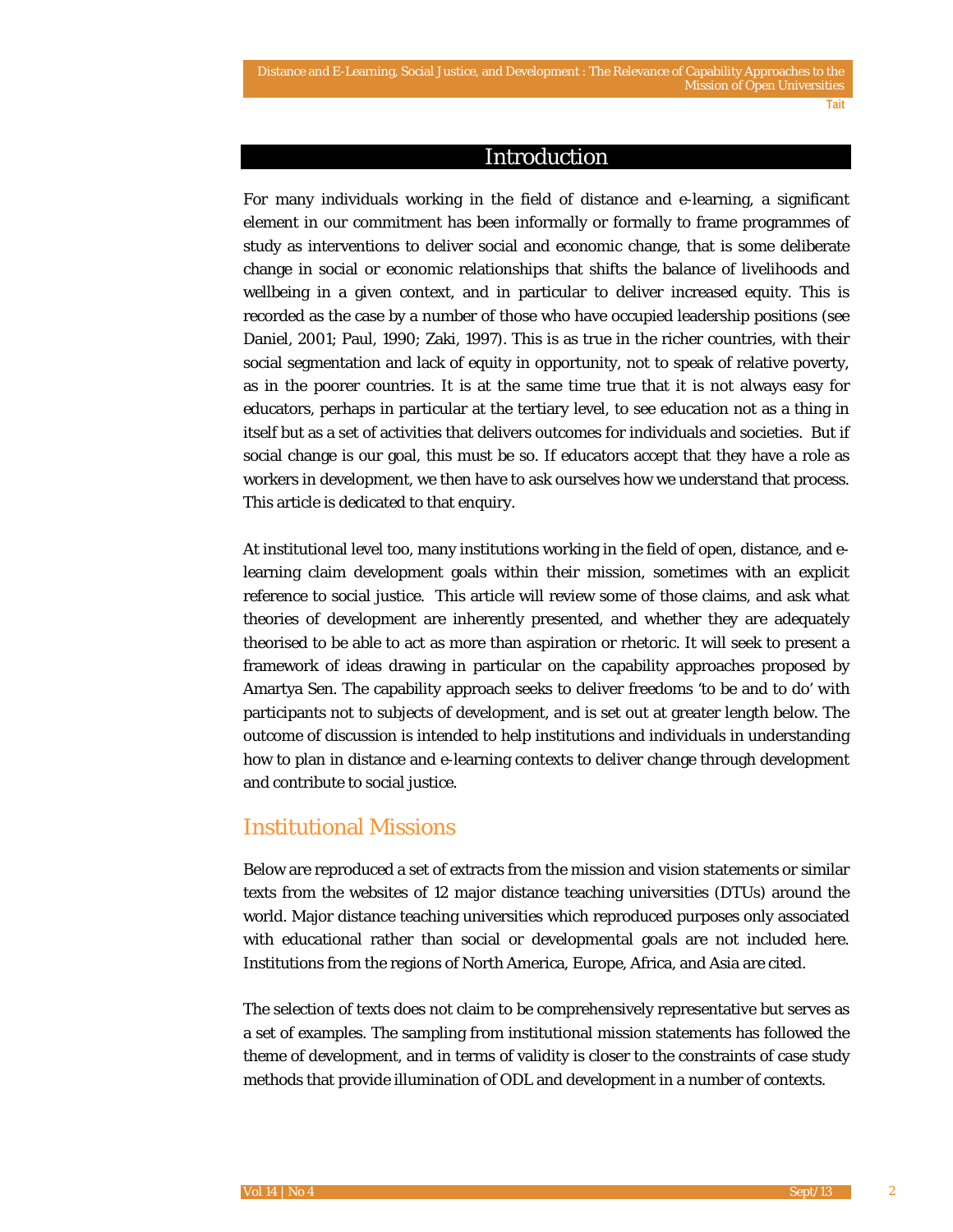## Introduction

For many individuals working in the field of distance and e-learning, a significant element in our commitment has been informally or formally to frame programmes of study as interventions to deliver social and economic change, that is some deliberate change in social or economic relationships that shifts the balance of livelihoods and wellbeing in a given context, and in particular to deliver increased equity. This is recorded as the case by a number of those who have occupied leadership positions (see Daniel, 2001; Paul, 1990; Zaki, 1997). This is as true in the richer countries, with their social segmentation and lack of equity in opportunity, not to speak of relative poverty, as in the poorer countries. It is at the same time true that it is not always easy for educators, perhaps in particular at the tertiary level, to see education not as a thing in itself but as a set of activities that delivers outcomes for individuals and societies. But if social change is our goal, this must be so. If educators accept that they have a role as workers in development, we then have to ask ourselves how we understand that process. This article is dedicated to that enquiry.

At institutional level too, many institutions working in the field of open, distance, and e-learning claim development goals within their mission, sometimes with an explicit reference to social justice. This article will review some of those claims, and ask what theories of development are inherently presented, and whether they are adequately theorised to be able to act as more than aspiration or rhetoric. It will seek to present a framework of ideas drawing in particular on the capability approaches proposed by Amartya Sen. The capability approach seeks to deliver freedoms 'to be and to do' with participants not to subjects of development, and is set out at greater length below. The outcome of discussion is intended to help institutions and individuals in understanding how to plan in distance and e-learning contexts to deliver change through development and contribute to social justice.

## Institutional Missions

Below are reproduced a set of extracts from the mission and vision statements or similar texts from the websites of 12 major distance teaching universities (DTUs) around the world. Major distance teaching universities which reproduced purposes only associated with educational rather than social or developmental goals are not included here. Institutions from the regions of North America, Europe, Africa, and Asia are cited.

The selection of texts does not claim to be comprehensively representative but serves as a set of examples. The sampling from institutional mission statements has followed the theme of development, and in terms of validity is closer to the constraints of case study methods that provide illumination of ODL and development in a number of contexts.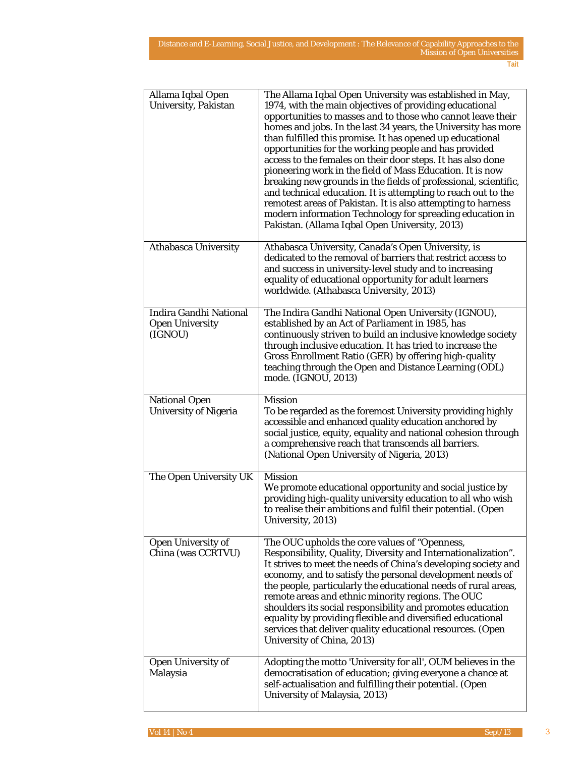| | |
|---|---|
| Allama Iqbal Open University, Pakistan | The Allama Iqbal Open University was established in May, 1974, with the main objectives of providing educational opportunities to masses and to those who cannot leave their homes and jobs. In the last 34 years, the University has more than fulfilled this promise. It has opened up educational opportunities for the working people and has provided access to the females on their door steps. It has also done pioneering work in the field of Mass Education. It is now breaking new grounds in the fields of professional, scientific, and technical education. It is attempting to reach out to the remotest areas of Pakistan. It is also attempting to harness modern information Technology for spreading education in Pakistan. (Allama Iqbal Open University, 2013) |
| Athabasca University | Athabasca University, Canada's Open University, is dedicated to the removal of barriers that restrict access to and success in university-level study and to increasing equality of educational opportunity for adult learners worldwide. (Athabasca University, 2013) |
| Indira Gandhi National Open University (IGNOU) | The Indira Gandhi National Open University (IGNOU), established by an Act of Parliament in 1985, has continuously striven to build an inclusive knowledge society through inclusive education. It has tried to increase the Gross Enrollment Ratio (GER) by offering high-quality teaching through the Open and Distance Learning (ODL) mode. (IGNOU, 2013) |
| National Open University of Nigeria | Mission<br>To be regarded as the foremost University providing highly accessible and enhanced quality education anchored by social justice, equity, equality and national cohesion through a comprehensive reach that transcends all barriers. (National Open University of Nigeria, 2013) |
| The Open University UK | Mission<br>We promote educational opportunity and social justice by providing high-quality university education to all who wish to realise their ambitions and fulfil their potential. (Open University, 2013) |
| Open University of China (was CCRTVU) | The OUC upholds the core values of "Openness, Responsibility, Quality, Diversity and Internationalization". It strives to meet the needs of China's developing society and economy, and to satisfy the personal development needs of the people, particularly the educational needs of rural areas, remote areas and ethnic minority regions. The OUC shoulders its social responsibility and promotes education equality by providing flexible and diversified educational services that deliver quality educational resources. (Open University of China, 2013) |
| Open University of Malaysia | Adopting the motto 'University for all', OUM believes in the democratisation of education; giving everyone a chance at self-actualisation and fulfilling their potential. (Open University of Malaysia, 2013) |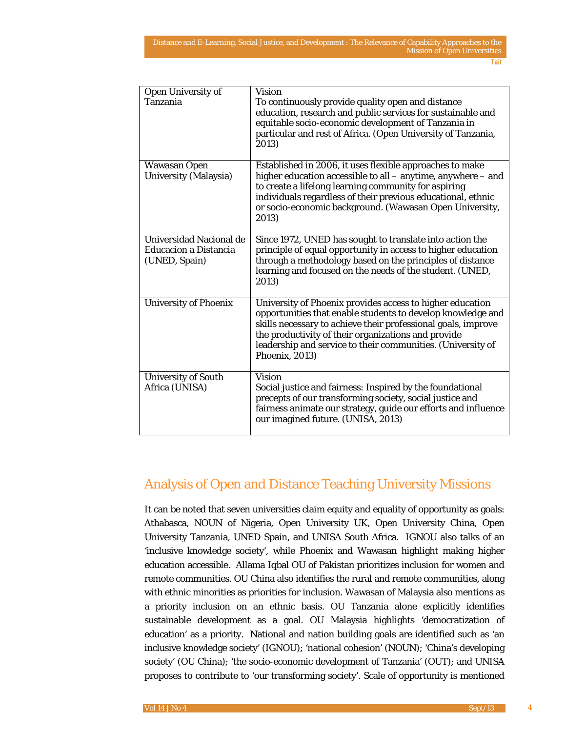| | |
|---|---|
| Open University of Tanzania | Vision<br>To continuously provide quality open and distance education, research and public services for sustainable and equitable socio-economic development of Tanzania in particular and rest of Africa. (Open University of Tanzania, 2013) |
| Wawasan Open University (Malaysia) | Established in 2006, it uses flexible approaches to make higher education accessible to all – anytime, anywhere – and to create a lifelong learning community for aspiring individuals regardless of their previous educational, ethnic or socio-economic background. (Wawasan Open University, 2013) |
| Universidad Nacional de Educacion a Distancia (UNED, Spain) | Since 1972, UNED has sought to translate into action the principle of equal opportunity in access to higher education through a methodology based on the principles of distance learning and focused on the needs of the student. (UNED, 2013) |
| University of Phoenix | University of Phoenix provides access to higher education opportunities that enable students to develop knowledge and skills necessary to achieve their professional goals, improve the productivity of their organizations and provide leadership and service to their communities. (University of Phoenix, 2013) |
| University of South Africa (UNISA) | Vision<br>Social justice and fairness: Inspired by the foundational precepts of our transforming society, social justice and fairness animate our strategy, guide our efforts and influence our imagined future. (UNISA, 2013) |

## Analysis of Open and Distance Teaching University Missions

It can be noted that seven universities claim equity and equality of opportunity as goals: Athabasca, NOUN of Nigeria, Open University UK, Open University China, Open University Tanzania, UNED Spain, and UNISA South Africa. IGNOU also talks of an 'inclusive knowledge society', while Phoenix and Wawasan highlight making higher education accessible. Allama Iqbal OU of Pakistan prioritizes inclusion for women and remote communities. OU China also identifies the rural and remote communities, along with ethnic minorities as priorities for inclusion. Wawasan of Malaysia also mentions as a priority inclusion on an ethnic basis. OU Tanzania alone explicitly identifies sustainable development as a goal. OU Malaysia highlights 'democratization of education' as a priority. National and nation building goals are identified such as 'an inclusive knowledge society' (IGNOU); 'national cohesion' (NOUN); 'China's developing society' (OU China); 'the socio-economic development of Tanzania' (OUT); and UNISA proposes to contribute to 'our transforming society'. Scale of opportunity is mentioned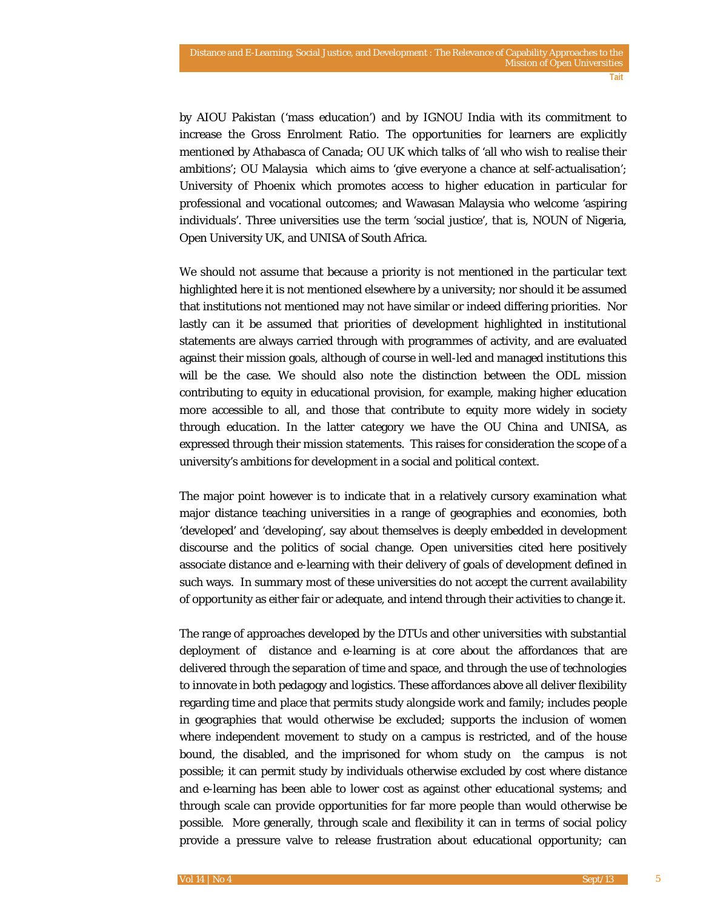by AIOU Pakistan ('mass education') and by IGNOU India with its commitment to increase the Gross Enrolment Ratio. The opportunities for learners are explicitly mentioned by Athabasca of Canada; OU UK which talks of 'all who wish to realise their ambitions'; OU Malaysia which aims to 'give everyone a chance at self-actualisation'; University of Phoenix which promotes access to higher education in particular for professional and vocational outcomes; and Wawasan Malaysia who welcome 'aspiring individuals'. Three universities use the term 'social justice', that is, NOUN of Nigeria, Open University UK, and UNISA of South Africa.

We should not assume that because a priority is not mentioned in the particular text highlighted here it is not mentioned elsewhere by a university; nor should it be assumed that institutions not mentioned may not have similar or indeed differing priorities. Nor lastly can it be assumed that priorities of development highlighted in institutional statements are always carried through with programmes of activity, and are evaluated against their mission goals, although of course in well-led and managed institutions this will be the case. We should also note the distinction between the ODL mission contributing to equity in educational provision, for example, making higher education more accessible to all, and those that contribute to equity more widely in society through education. In the latter category we have the OU China and UNISA, as expressed through their mission statements. This raises for consideration the scope of a university's ambitions for development in a social and political context.

The major point however is to indicate that in a relatively cursory examination what major distance teaching universities in a range of geographies and economies, both 'developed' and 'developing', say about themselves is deeply embedded in development discourse and the politics of social change. Open universities cited here positively associate distance and e-learning with their delivery of goals of development defined in such ways. In summary most of these universities do not accept the current availability of opportunity as either fair or adequate, and intend through their activities to change it.

The range of approaches developed by the DTUs and other universities with substantial deployment of distance and e-learning is at core about the affordances that are delivered through the separation of time and space, and through the use of technologies to innovate in both pedagogy and logistics. These affordances above all deliver flexibility regarding time and place that permits study alongside work and family; includes people in geographies that would otherwise be excluded; supports the inclusion of women where independent movement to study on a campus is restricted, and of the house bound, the disabled, and the imprisoned for whom study on the campus is not possible; it can permit study by individuals otherwise excluded by cost where distance and e-learning has been able to lower cost as against other educational systems; and through scale can provide opportunities for far more people than would otherwise be possible. More generally, through scale and flexibility it can in terms of social policy provide a pressure valve to release frustration about educational opportunity; can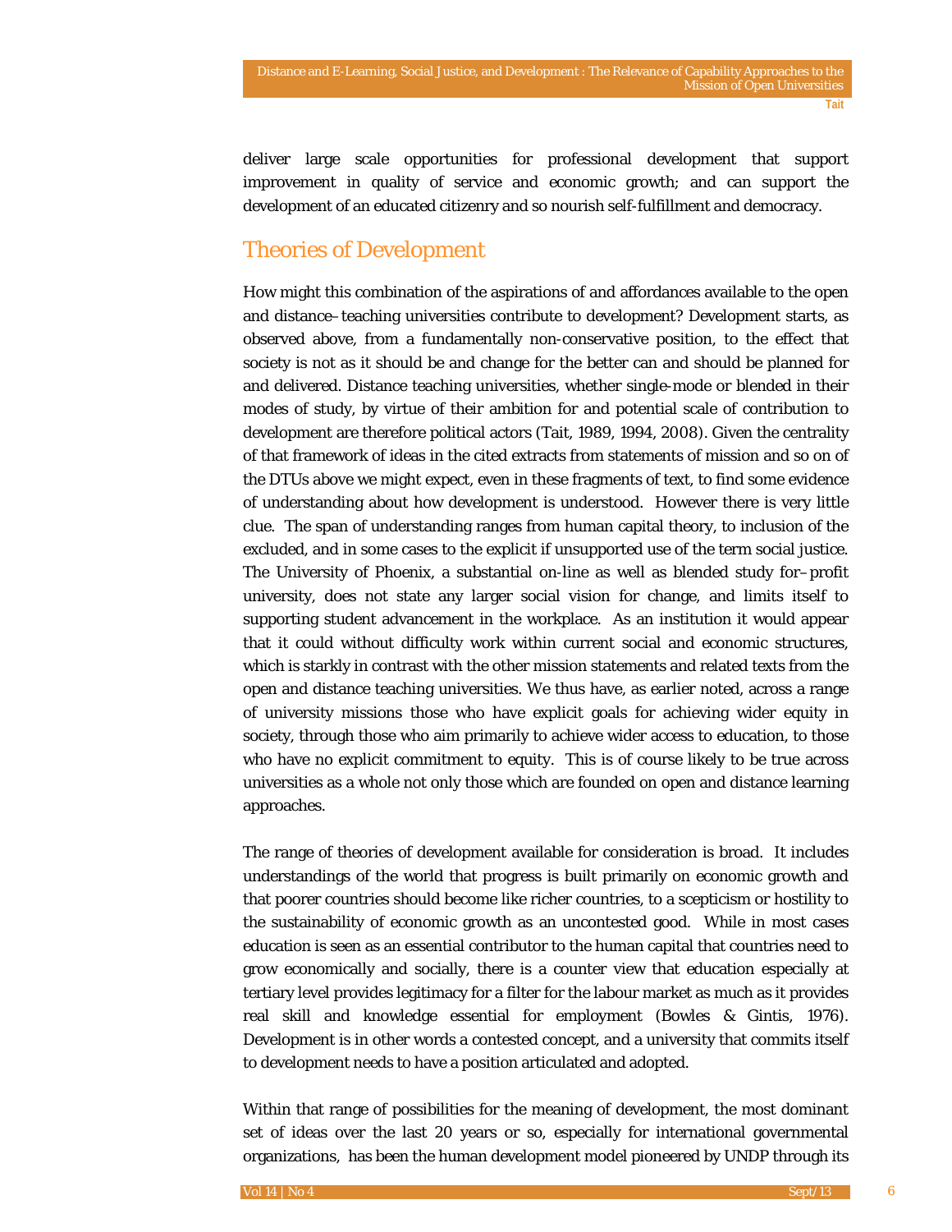deliver large scale opportunities for professional development that support improvement in quality of service and economic growth; and can support the development of an educated citizenry and so nourish self-fulfillment and democracy.

## Theories of Development

How might this combination of the aspirations of and affordances available to the open and distance–teaching universities contribute to development? Development starts, as observed above, from a fundamentally non-conservative position, to the effect that society is not as it should be and change for the better can and should be planned for and delivered. Distance teaching universities, whether single-mode or blended in their modes of study, by virtue of their ambition for and potential scale of contribution to development are therefore political actors (Tait, 1989, 1994, 2008). Given the centrality of that framework of ideas in the cited extracts from statements of mission and so on of the DTUs above we might expect, even in these fragments of text, to find some evidence of understanding about how development is understood. However there is very little clue. The span of understanding ranges from human capital theory, to inclusion of the excluded, and in some cases to the explicit if unsupported use of the term social justice. The University of Phoenix, a substantial on-line as well as blended study for–profit university, does not state any larger social vision for change, and limits itself to supporting student advancement in the workplace. As an institution it would appear that it could without difficulty work within current social and economic structures, which is starkly in contrast with the other mission statements and related texts from the open and distance teaching universities. We thus have, as earlier noted, across a range of university missions those who have explicit goals for achieving wider equity in society, through those who aim primarily to achieve wider access to education, to those who have no explicit commitment to equity. This is of course likely to be true across universities as a whole not only those which are founded on open and distance learning approaches.

The range of theories of development available for consideration is broad. It includes understandings of the world that progress is built primarily on economic growth and that poorer countries should become like richer countries, to a scepticism or hostility to the sustainability of economic growth as an uncontested good. While in most cases education is seen as an essential contributor to the human capital that countries need to grow economically and socially, there is a counter view that education especially at tertiary level provides legitimacy for a filter for the labour market as much as it provides real skill and knowledge essential for employment (Bowles & Gintis, 1976). Development is in other words a contested concept, and a university that commits itself to development needs to have a position articulated and adopted.

Within that range of possibilities for the meaning of development, the most dominant set of ideas over the last 20 years or so, especially for international governmental organizations, has been the human development model pioneered by UNDP through its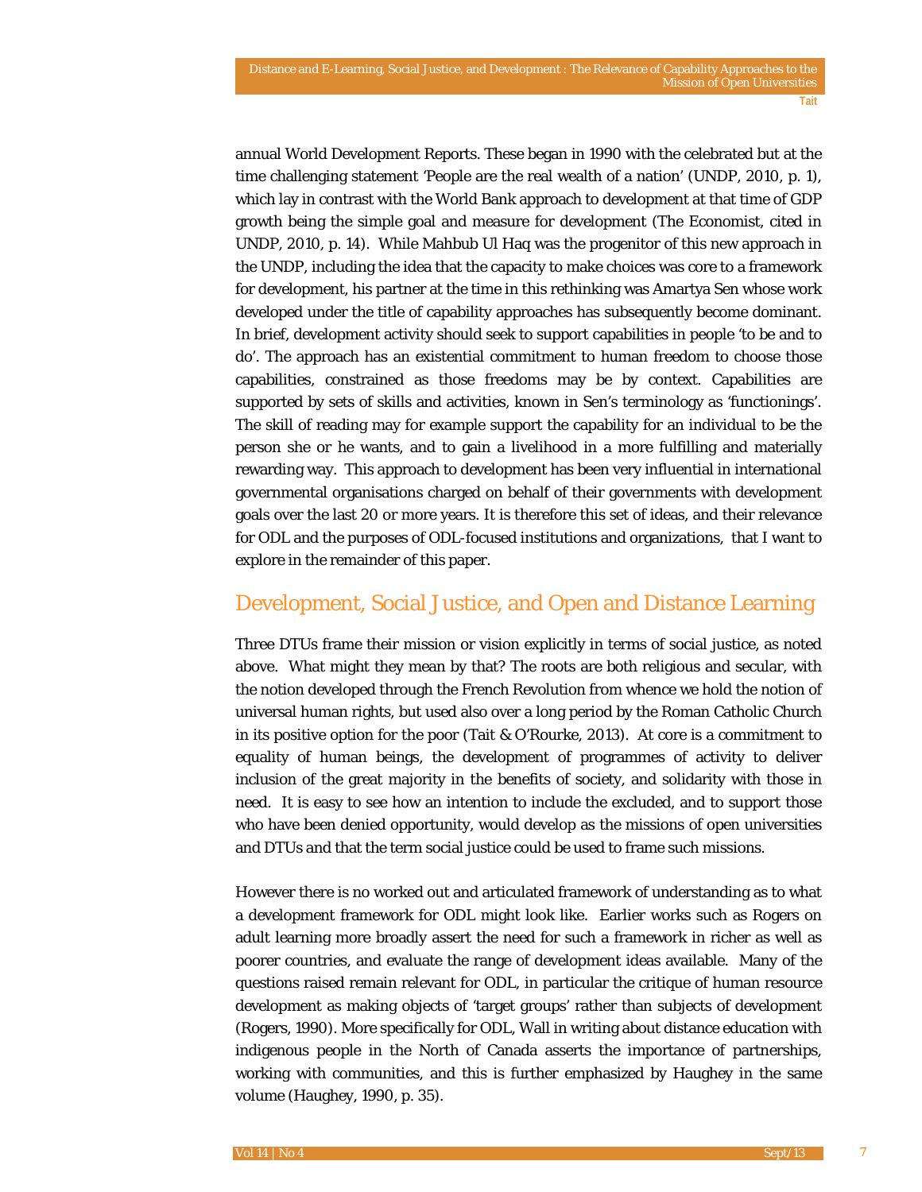annual World Development Reports. These began in 1990 with the celebrated but at the time challenging statement 'People are the real wealth of a nation' (UNDP, 2010, p. 1), which lay in contrast with the World Bank approach to development at that time of GDP growth being the simple goal and measure for development (The Economist, cited in UNDP, 2010, p. 14). While Mahbub Ul Haq was the progenitor of this new approach in the UNDP, including the idea that the capacity to make choices was core to a framework for development, his partner at the time in this rethinking was Amartya Sen whose work developed under the title of capability approaches has subsequently become dominant. In brief, development activity should seek to support capabilities in people 'to be and to do'. The approach has an existential commitment to human freedom to choose those capabilities, constrained as those freedoms may be by context. Capabilities are supported by sets of skills and activities, known in Sen's terminology as 'functionings'. The skill of reading may for example support the capability for an individual to be the person she or he wants, and to gain a livelihood in a more fulfilling and materially rewarding way. This approach to development has been very influential in international governmental organisations charged on behalf of their governments with development goals over the last 20 or more years. It is therefore this set of ideas, and their relevance for ODL and the purposes of ODL-focused institutions and organizations, that I want to explore in the remainder of this paper.

## Development, Social Justice, and Open and Distance Learning

Three DTUs frame their mission or vision explicitly in terms of social justice, as noted above. What might they mean by that? The roots are both religious and secular, with the notion developed through the French Revolution from whence we hold the notion of universal human rights, but used also over a long period by the Roman Catholic Church in its positive option for the poor (Tait & O'Rourke, 2013). At core is a commitment to equality of human beings, the development of programmes of activity to deliver inclusion of the great majority in the benefits of society, and solidarity with those in need. It is easy to see how an intention to include the excluded, and to support those who have been denied opportunity, would develop as the missions of open universities and DTUs and that the term social justice could be used to frame such missions.

However there is no worked out and articulated framework of understanding as to what a development framework for ODL might look like. Earlier works such as Rogers on adult learning more broadly assert the need for such a framework in richer as well as poorer countries, and evaluate the range of development ideas available. Many of the questions raised remain relevant for ODL, in particular the critique of human resource development as making objects of 'target groups' rather than subjects of development (Rogers, 1990). More specifically for ODL, Wall in writing about distance education with indigenous people in the North of Canada asserts the importance of partnerships, working with communities, and this is further emphasized by Haughey in the same volume (Haughey, 1990, p. 35).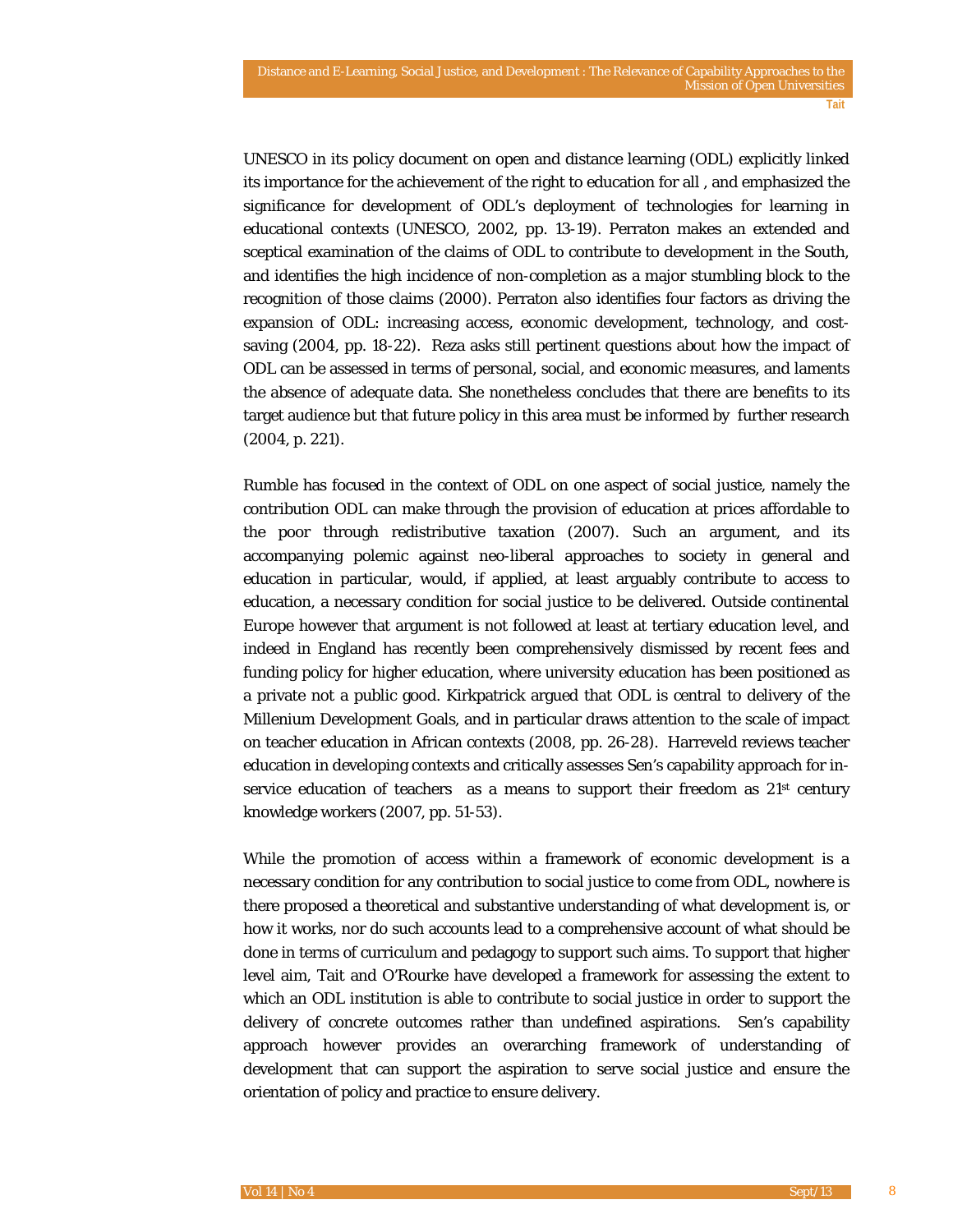UNESCO in its policy document on open and distance learning (ODL) explicitly linked its importance for the achievement of the right to education for all , and emphasized the significance for development of ODL's deployment of technologies for learning in educational contexts (UNESCO, 2002, pp. 13-19). Perraton makes an extended and sceptical examination of the claims of ODL to contribute to development in the South, and identifies the high incidence of non-completion as a major stumbling block to the recognition of those claims (2000). Perraton also identifies four factors as driving the expansion of ODL: increasing access, economic development, technology, and cost-saving (2004, pp. 18-22). Reza asks still pertinent questions about how the impact of ODL can be assessed in terms of personal, social, and economic measures, and laments the absence of adequate data. She nonetheless concludes that there are benefits to its target audience but that future policy in this area must be informed by further research (2004, p. 221).

Rumble has focused in the context of ODL on one aspect of social justice, namely the contribution ODL can make through the provision of education at prices affordable to the poor through redistributive taxation (2007). Such an argument, and its accompanying polemic against neo-liberal approaches to society in general and education in particular, would, if applied, at least arguably contribute to access to education, a necessary condition for social justice to be delivered. Outside continental Europe however that argument is not followed at least at tertiary education level, and indeed in England has recently been comprehensively dismissed by recent fees and funding policy for higher education, where university education has been positioned as a private not a public good. Kirkpatrick argued that ODL is central to delivery of the Millenium Development Goals, and in particular draws attention to the scale of impact on teacher education in African contexts (2008, pp. 26-28). Harreveld reviews teacher education in developing contexts and critically assesses Sen's capability approach for in-service education of teachers as a means to support their freedom as 21st century knowledge workers (2007, pp. 51-53).

While the promotion of access within a framework of economic development is a necessary condition for any contribution to social justice to come from ODL, nowhere is there proposed a theoretical and substantive understanding of what development is, or how it works, nor do such accounts lead to a comprehensive account of what should be done in terms of curriculum and pedagogy to support such aims. To support that higher level aim, Tait and O'Rourke have developed a framework for assessing the extent to which an ODL institution is able to contribute to social justice in order to support the delivery of concrete outcomes rather than undefined aspirations. Sen's capability approach however provides an overarching framework of understanding of development that can support the aspiration to serve social justice and ensure the orientation of policy and practice to ensure delivery.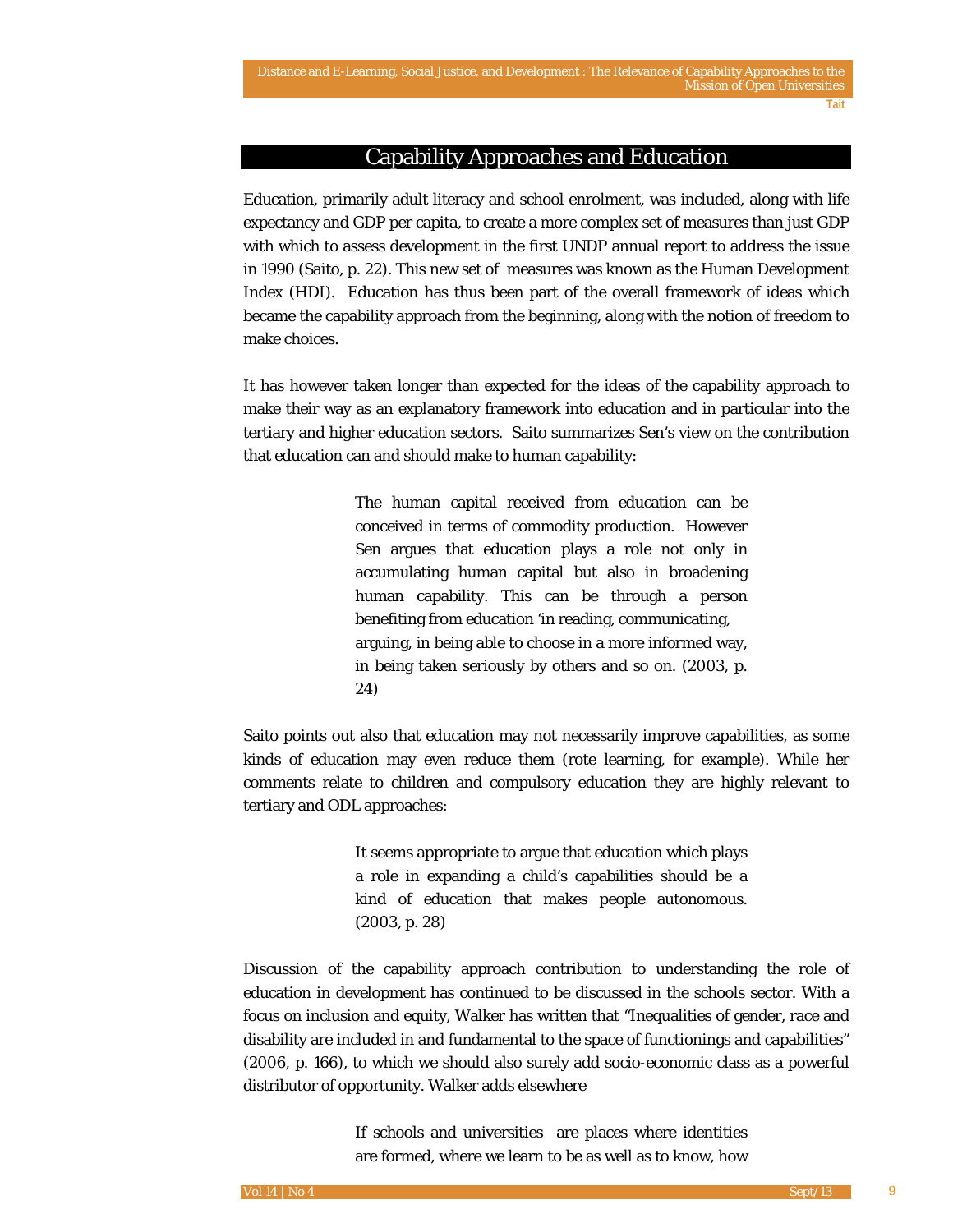## Capability Approaches and Education

Education, primarily adult literacy and school enrolment, was included, along with life expectancy and GDP per capita, to create a more complex set of measures than just GDP with which to assess development in the first UNDP annual report to address the issue in 1990 (Saito, p. 22). This new set of measures was known as the Human Development Index (HDI). Education has thus been part of the overall framework of ideas which became the capability approach from the beginning, along with the notion of freedom to make choices.

It has however taken longer than expected for the ideas of the capability approach to make their way as an explanatory framework into education and in particular into the tertiary and higher education sectors. Saito summarizes Sen's view on the contribution that education can and should make to human capability:

> The human capital received from education can be conceived in terms of commodity production. However Sen argues that education plays a role not only in accumulating human capital but also in broadening human capability. This can be through a person benefiting from education 'in reading, communicating, arguing, in being able to choose in a more informed way, in being taken seriously by others and so on. (2003, p. 24)

Saito points out also that education may not necessarily improve capabilities, as some kinds of education may even reduce them (rote learning, for example). While her comments relate to children and compulsory education they are highly relevant to tertiary and ODL approaches:

> It seems appropriate to argue that education which plays a role in expanding a child's capabilities should be a kind of education that makes people autonomous. (2003, p. 28)

Discussion of the capability approach contribution to understanding the role of education in development has continued to be discussed in the schools sector. With a focus on inclusion and equity, Walker has written that "Inequalities of gender, race and disability are included in and fundamental to the space of functionings and capabilities" (2006, p. 166), to which we should also surely add socio-economic class as a powerful distributor of opportunity. Walker adds elsewhere

> If schools and universities are places where identities are formed, where we learn to be as well as to know, how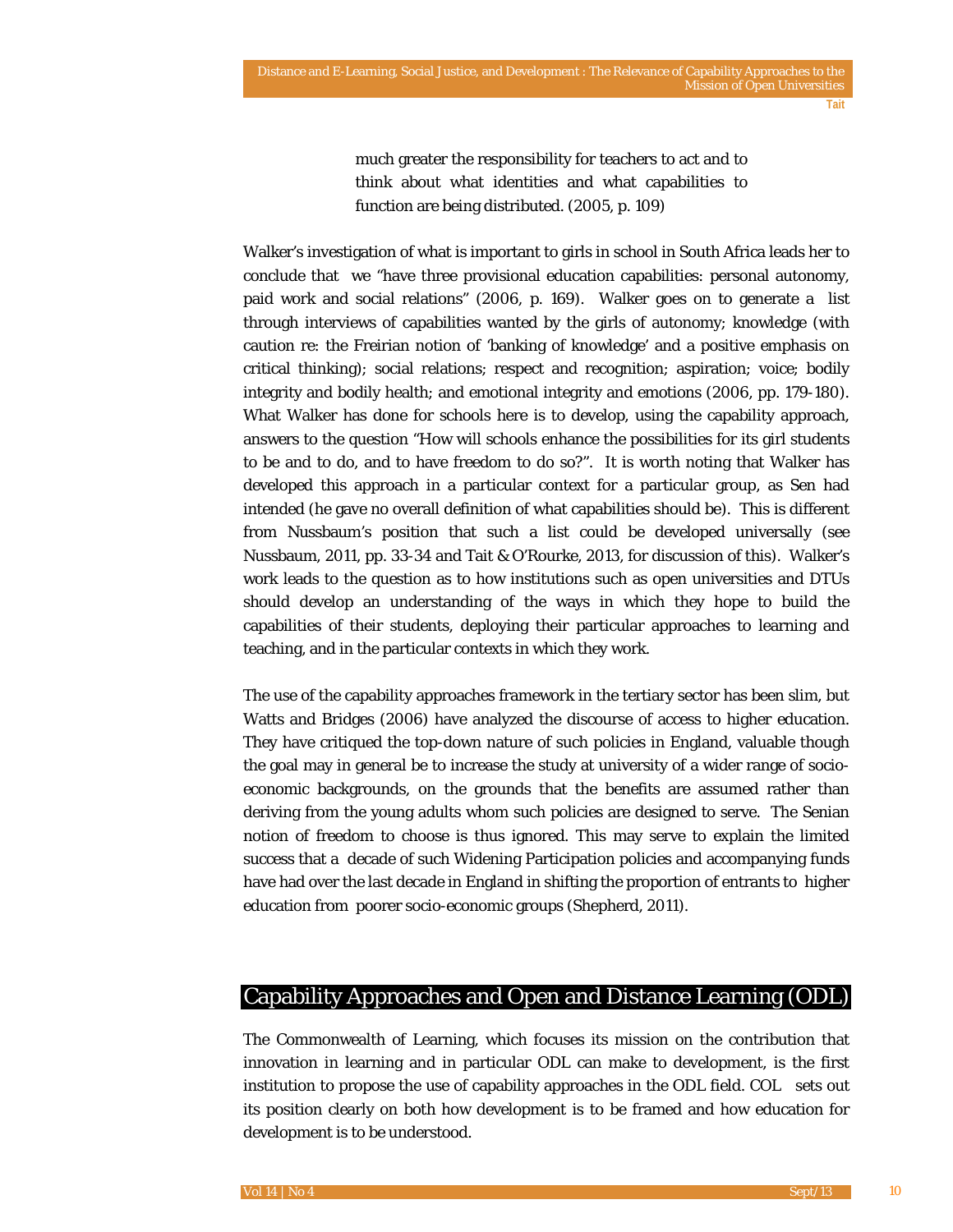> much greater the responsibility for teachers to act and to think about what identities and what capabilities to function are being distributed. (2005, p. 109)

Walker's investigation of what is important to girls in school in South Africa leads her to conclude that we "have three provisional education capabilities: personal autonomy, paid work and social relations" (2006, p. 169). Walker goes on to generate a list through interviews of capabilities wanted by the girls of autonomy; knowledge (with caution re: the Freirian notion of 'banking of knowledge' and a positive emphasis on critical thinking); social relations; respect and recognition; aspiration; voice; bodily integrity and bodily health; and emotional integrity and emotions (2006, pp. 179-180). What Walker has done for schools here is to develop, using the capability approach, answers to the question "How will schools enhance the possibilities for its girl students to be and to do, and to have freedom to do so?". It is worth noting that Walker has developed this approach in a particular context for a particular group, as Sen had intended (he gave no overall definition of what capabilities should be). This is different from Nussbaum's position that such a list could be developed universally (see Nussbaum, 2011, pp. 33-34 and Tait & O'Rourke, 2013, for discussion of this). Walker's work leads to the question as to how institutions such as open universities and DTUs should develop an understanding of the ways in which they hope to build the capabilities of their students, deploying their particular approaches to learning and teaching, and in the particular contexts in which they work.

The use of the capability approaches framework in the tertiary sector has been slim, but Watts and Bridges (2006) have analyzed the discourse of access to higher education. They have critiqued the top-down nature of such policies in England, valuable though the goal may in general be to increase the study at university of a wider range of socio-economic backgrounds, on the grounds that the benefits are assumed rather than deriving from the young adults whom such policies are designed to serve. The Senian notion of freedom to choose is thus ignored. This may serve to explain the limited success that a decade of such Widening Participation policies and accompanying funds have had over the last decade in England in shifting the proportion of entrants to higher education from poorer socio-economic groups (Shepherd, 2011).

## Capability Approaches and Open and Distance Learning (ODL)

The Commonwealth of Learning, which focuses its mission on the contribution that innovation in learning and in particular ODL can make to development, is the first institution to propose the use of capability approaches in the ODL field. COL sets out its position clearly on both how development is to be framed and how education for development is to be understood.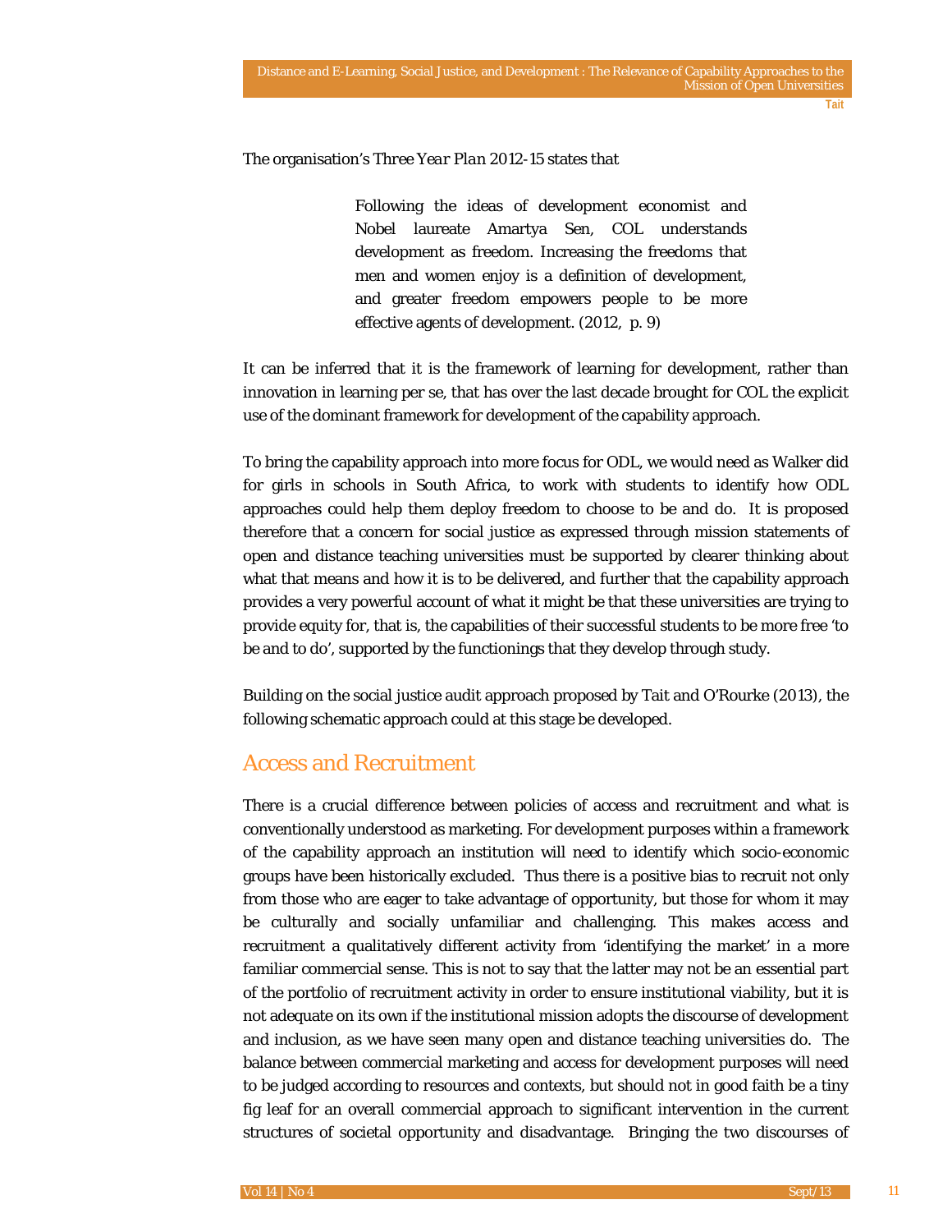The organisation's *Three Year Plan 2012-15* states that

> Following the ideas of development economist and Nobel laureate Amartya Sen, COL understands development as freedom. Increasing the freedoms that men and women enjoy is a definition of development, and greater freedom empowers people to be more effective agents of development. (2012, p. 9)

It can be inferred that it is the framework of learning for development, rather than innovation in learning per se, that has over the last decade brought for COL the explicit use of the dominant framework for development of the capability approach.

To bring the capability approach into more focus for ODL, we would need as Walker did for girls in schools in South Africa, to work with students to identify how ODL approaches could help them deploy freedom to choose to be and do. It is proposed therefore that a concern for social justice as expressed through mission statements of open and distance teaching universities must be supported by clearer thinking about what that means and how it is to be delivered, and further that the capability approach provides a very powerful account of what it might be that these universities are trying to provide equity for, that is, the capabilities of their successful students to be more free 'to be and to do', supported by the functionings that they develop through study.

Building on the social justice audit approach proposed by Tait and O'Rourke (2013), the following schematic approach could at this stage be developed.

## Access and Recruitment

There is a crucial difference between policies of access and recruitment and what is conventionally understood as marketing. For development purposes within a framework of the capability approach an institution will need to identify which socio-economic groups have been historically excluded. Thus there is a positive bias to recruit not only from those who are eager to take advantage of opportunity, but those for whom it may be culturally and socially unfamiliar and challenging. This makes access and recruitment a qualitatively different activity from 'identifying the market' in a more familiar commercial sense. This is not to say that the latter may not be an essential part of the portfolio of recruitment activity in order to ensure institutional viability, but it is not adequate on its own if the institutional mission adopts the discourse of development and inclusion, as we have seen many open and distance teaching universities do. The balance between commercial marketing and access for development purposes will need to be judged according to resources and contexts, but should not in good faith be a tiny fig leaf for an overall commercial approach to significant intervention in the current structures of societal opportunity and disadvantage. Bringing the two discourses of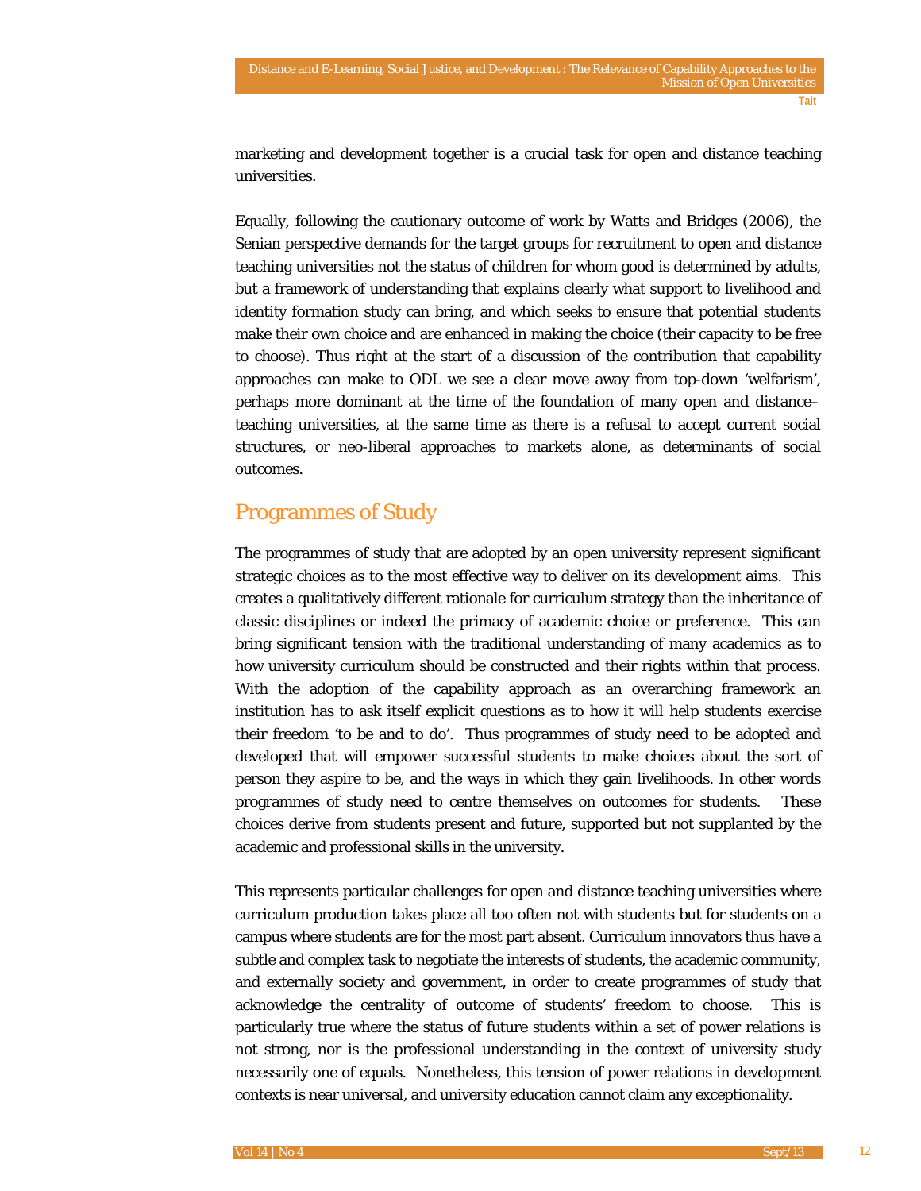marketing and development together is a crucial task for open and distance teaching universities.

Equally, following the cautionary outcome of work by Watts and Bridges (2006), the Senian perspective demands for the target groups for recruitment to open and distance teaching universities not the status of children for whom good is determined by adults, but a framework of understanding that explains clearly what support to livelihood and identity formation study can bring, and which seeks to ensure that potential students make their own choice and are enhanced in making the choice (their capacity to be free to choose). Thus right at the start of a discussion of the contribution that capability approaches can make to ODL we see a clear move away from top-down 'welfarism', perhaps more dominant at the time of the foundation of many open and distance–teaching universities, at the same time as there is a refusal to accept current social structures, or neo-liberal approaches to markets alone, as determinants of social outcomes.

## Programmes of Study

The programmes of study that are adopted by an open university represent significant strategic choices as to the most effective way to deliver on its development aims. This creates a qualitatively different rationale for curriculum strategy than the inheritance of classic disciplines or indeed the primacy of academic choice or preference. This can bring significant tension with the traditional understanding of many academics as to how university curriculum should be constructed and their rights within that process. With the adoption of the capability approach as an overarching framework an institution has to ask itself explicit questions as to how it will help students exercise their freedom 'to be and to do'. Thus programmes of study need to be adopted and developed that will empower successful students to make choices about the sort of person they aspire to be, and the ways in which they gain livelihoods. In other words programmes of study need to centre themselves on outcomes for students. These choices derive from students present and future, supported but not supplanted by the academic and professional skills in the university.

This represents particular challenges for open and distance teaching universities where curriculum production takes place all too often not with students but for students on a campus where students are for the most part absent. Curriculum innovators thus have a subtle and complex task to negotiate the interests of students, the academic community, and externally society and government, in order to create programmes of study that acknowledge the centrality of outcome of students' freedom to choose. This is particularly true where the status of future students within a set of power relations is not strong, nor is the professional understanding in the context of university study necessarily one of equals. Nonetheless, this tension of power relations in development contexts is near universal, and university education cannot claim any exceptionality.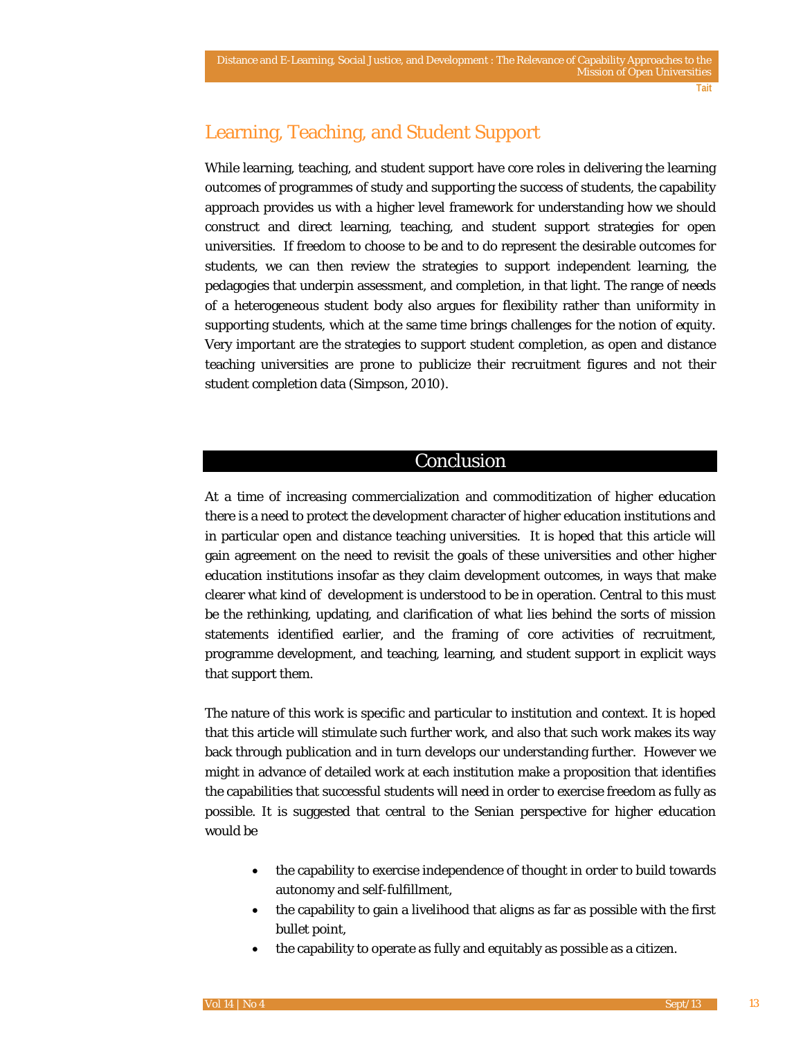## Learning, Teaching, and Student Support

While learning, teaching, and student support have core roles in delivering the learning outcomes of programmes of study and supporting the success of students, the capability approach provides us with a higher level framework for understanding how we should construct and direct learning, teaching, and student support strategies for open universities. If freedom to choose to be and to do represent the desirable outcomes for students, we can then review the strategies to support independent learning, the pedagogies that underpin assessment, and completion, in that light. The range of needs of a heterogeneous student body also argues for flexibility rather than uniformity in supporting students, which at the same time brings challenges for the notion of equity. Very important are the strategies to support student completion, as open and distance teaching universities are prone to publicize their recruitment figures and not their student completion data (Simpson, 2010).

## Conclusion

At a time of increasing commercialization and commoditization of higher education there is a need to protect the development character of higher education institutions and in particular open and distance teaching universities. It is hoped that this article will gain agreement on the need to revisit the goals of these universities and other higher education institutions insofar as they claim development outcomes, in ways that make clearer what kind of development is understood to be in operation. Central to this must be the rethinking, updating, and clarification of what lies behind the sorts of mission statements identified earlier, and the framing of core activities of recruitment, programme development, and teaching, learning, and student support in explicit ways that support them.

The nature of this work is specific and particular to institution and context. It is hoped that this article will stimulate such further work, and also that such work makes its way back through publication and in turn develops our understanding further. However we might in advance of detailed work at each institution make a proposition that identifies the capabilities that successful students will need in order to exercise freedom as fully as possible. It is suggested that central to the Senian perspective for higher education would be

- the capability to exercise independence of thought in order to build towards autonomy and self-fulfillment,
- the capability to gain a livelihood that aligns as far as possible with the first bullet point,
- the capability to operate as fully and equitably as possible as a citizen.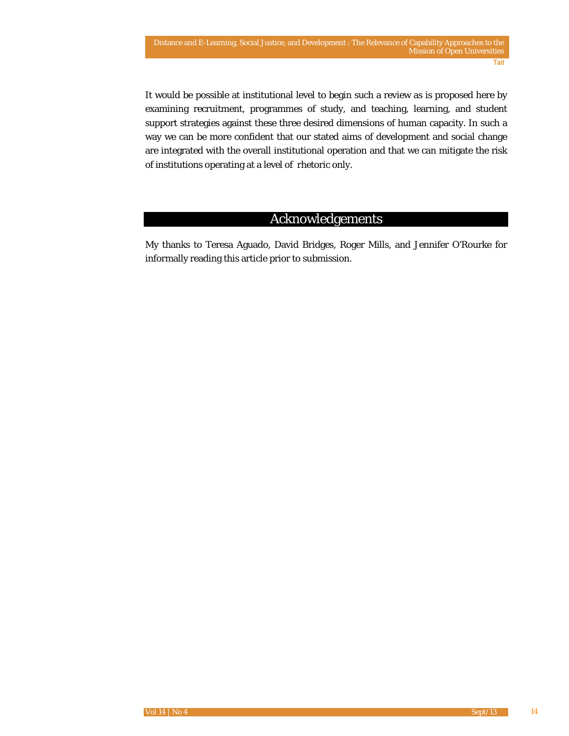It would be possible at institutional level to begin such a review as is proposed here by examining recruitment, programmes of study, and teaching, learning, and student support strategies against these three desired dimensions of human capacity. In such a way we can be more confident that our stated aims of development and social change are integrated with the overall institutional operation and that we can mitigate the risk of institutions operating at a level of rhetoric only.

## Acknowledgements

My thanks to Teresa Aguado, David Bridges, Roger Mills, and Jennifer O'Rourke for informally reading this article prior to submission.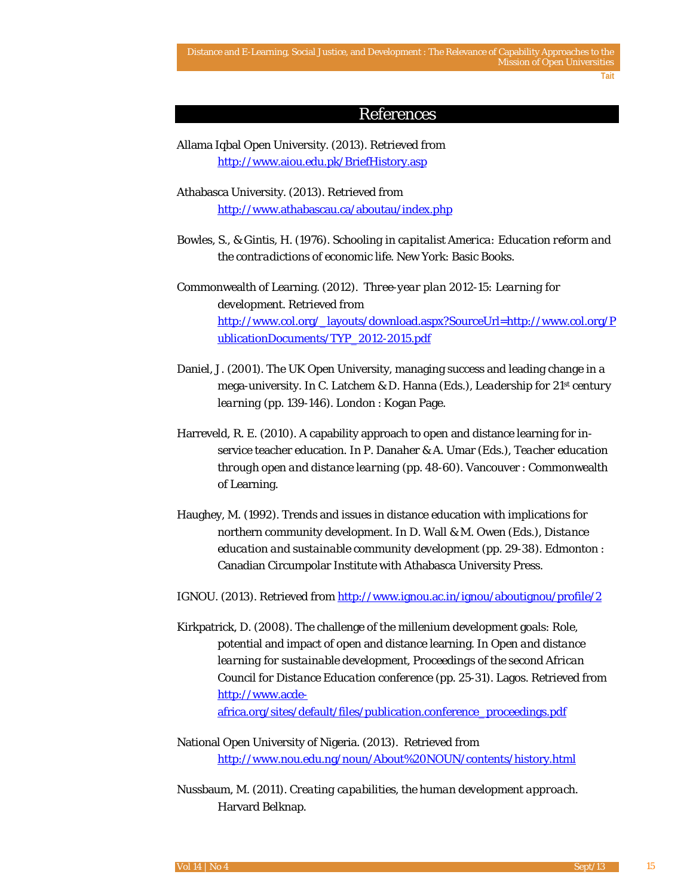# References

Allama Iqbal Open University. (2013). Retrieved from http://www.aiou.edu.pk/BriefHistory.asp

Athabasca University. (2013). Retrieved from http://www.athabascau.ca/aboutau/index.php

Bowles, S., & Gintis, H. (1976). *Schooling in capitalist America: Education reform and the contradictions of economic life*. New York: Basic Books.

Commonwealth of Learning. (2012). *Three-year plan 2012-15: Learning for development*. Retrieved from http://www.col.org/_layouts/download.aspx?SourceUrl=http://www.col.org/PublicationDocuments/TYP_2012-2015.pdf

Daniel, J. (2001). The UK Open University, managing success and leading change in a mega-university. In C. Latchem & D. Hanna (Eds.), *Leadership for 21st century learning* (pp. 139-146). London : Kogan Page.

Harreveld, R. E. (2010). A capability approach to open and distance learning for in-service teacher education. In P. Danaher & A. Umar (Eds.), *Teacher education through open and distance learning* (pp. 48-60). Vancouver : Commonwealth of Learning.

Haughey, M. (1992). Trends and issues in distance education with implications for northern community development. In D. Wall & M. Owen (Eds.), *Distance education and sustainable community development* (pp. 29-38). Edmonton : Canadian Circumpolar Institute with Athabasca University Press.

IGNOU. (2013). Retrieved from http://www.ignou.ac.in/ignou/aboutignou/profile/2

Kirkpatrick, D. (2008). The challenge of the millenium development goals: Role, potential and impact of open and distance learning. In *Open and distance learning for sustainable development, Proceedings of the second African Council for Distance Education conference* (pp. 25-31). Lagos. Retrieved from http://www.acde-africa.org/sites/default/files/publication.conference_proceedings.pdf

National Open University of Nigeria. (2013). Retrieved from http://www.nou.edu.ng/noun/About%20NOUN/contents/history.html

Nussbaum, M. (2011). *Creating capabilities, the human development approach*. Harvard Belknap.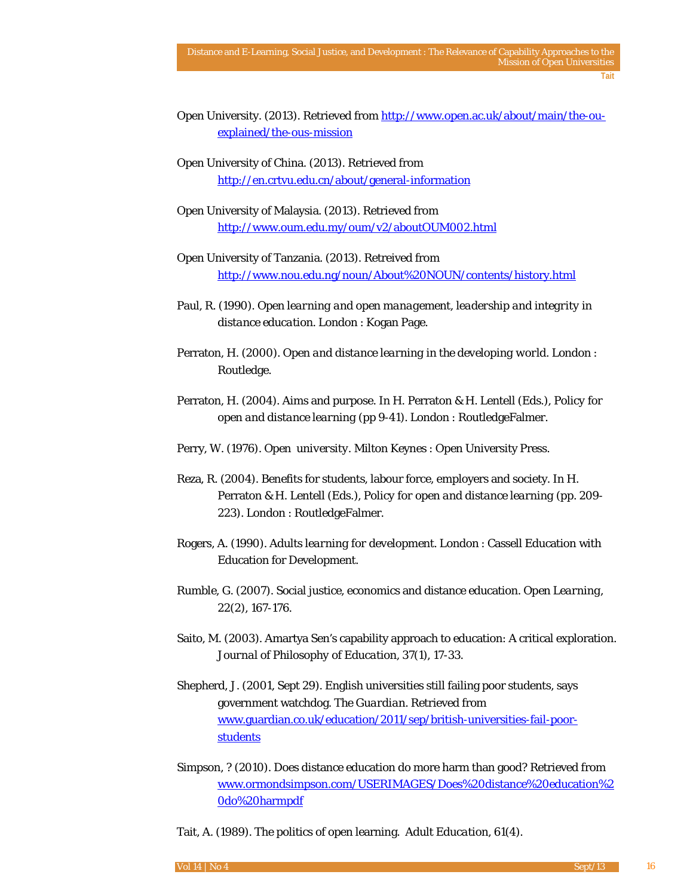Open University. (2013). Retrieved from http://www.open.ac.uk/about/main/the-ou-explained/the-ous-mission

Open University of China. (2013). Retrieved from http://en.crtvu.edu.cn/about/general-information

Open University of Malaysia. (2013). Retrieved from http://www.oum.edu.my/oum/v2/aboutOUM002.html

Open University of Tanzania. (2013). Retreived from http://www.nou.edu.ng/noun/About%20NOUN/contents/history.html

Paul, R. (1990). *Open learning and open management, leadership and integrity in distance education*. London : Kogan Page.

Perraton, H. (2000). *Open and distance learning in the developing world*. London : Routledge.

Perraton, H. (2004). Aims and purpose. In H. Perraton & H. Lentell (Eds.), *Policy for open and distance learning* (pp 9-41). London : RoutledgeFalmer.

Perry, W. (1976). *Open university*. Milton Keynes : Open University Press.

Reza, R. (2004). Benefits for students, labour force, employers and society. In H. Perraton & H. Lentell (Eds.), *Policy for open and distance learning* (pp. 209-223). London : RoutledgeFalmer.

Rogers, A. (1990). *Adults learning for development*. London : Cassell Education with Education for Development.

Rumble, G. (2007). Social justice, economics and distance education. *Open Learning, 22*(2), 167-176.

Saito, M. (2003). Amartya Sen's capability approach to education: A critical exploration. *Journal of Philosophy of Education, 37*(1), 17-33.

Shepherd, J. (2001, Sept 29). English universities still failing poor students, says government watchdog. *The Guardian*. Retrieved from www.guardian.co.uk/education/2011/sep/british-universities-fail-poor-students

Simpson, ? (2010). Does distance education do more harm than good? Retrieved from www.ormondsimpson.com/USERIMAGES/Does%20distance%20education%20do%20harmpdf

Tait, A. (1989). The politics of open learning. *Adult Education, 61*(4).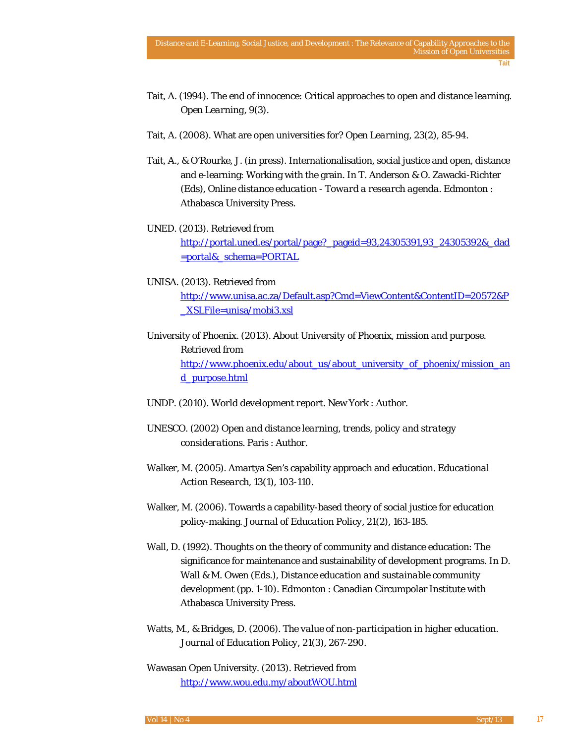Tait, A. (1994). The end of innocence: Critical approaches to open and distance learning. *Open Learning, 9*(3).

Tait, A. (2008). What are open universities for? *Open Learning, 23*(2), 85-94.

Tait, A., & O'Rourke, J. (in press). Internationalisation, social justice and open, distance and e-learning: Working with the grain. In T. Anderson & O. Zawacki-Richter (Eds), *Online distance education - Toward a research agenda*. Edmonton : Athabasca University Press.

UNED. (2013). Retrieved from http://portal.uned.es/portal/page?_pageid=93,24305391,93_24305392&_dad=portal&_schema=PORTAL

UNISA. (2013). Retrieved from http://www.unisa.ac.za/Default.asp?Cmd=ViewContent&ContentID=20572&P_XSLFile=unisa/mobi3.xsl

University of Phoenix. (2013). *About University of Phoenix, mission and purpose*. Retrieved from http://www.phoenix.edu/about_us/about_university_of_phoenix/mission_and_purpose.html

UNDP. (2010). *World development report*. New York : Author.

UNESCO. (2002) *Open and distance learning, trends, policy and strategy considerations*. Paris : Author.

Walker, M. (2005). Amartya Sen's capability approach and education. *Educational Action Research, 13*(1), 103-110.

Walker, M. (2006). Towards a capability-based theory of social justice for education policy-making. *Journal of Education Policy, 21*(2), 163-185.

Wall, D. (1992). Thoughts on the theory of community and distance education: The significance for maintenance and sustainability of development programs. In D. Wall & M. Owen (Eds.), *Distance education and sustainable community development* (pp. 1-10). Edmonton : Canadian Circumpolar Institute with Athabasca University Press.

Watts, M., & Bridges, D. (2006). *The value of non-participation in higher education*. *Journal of Education Policy, 21*(3), 267-290.

Wawasan Open University. (2013). Retrieved from http://www.wou.edu.my/aboutWOU.html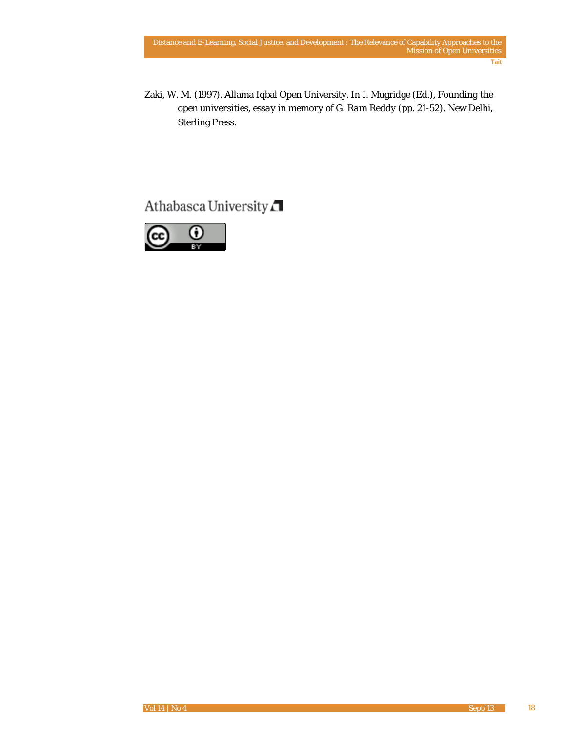Zaki, W. M. (1997). Allama Iqbal Open University. In I. Mugridge (Ed.), Founding the open universities, essay in memory of G. Ram Reddy (pp. 21-52). New Delhi, Sterling Press.

Athabasca University